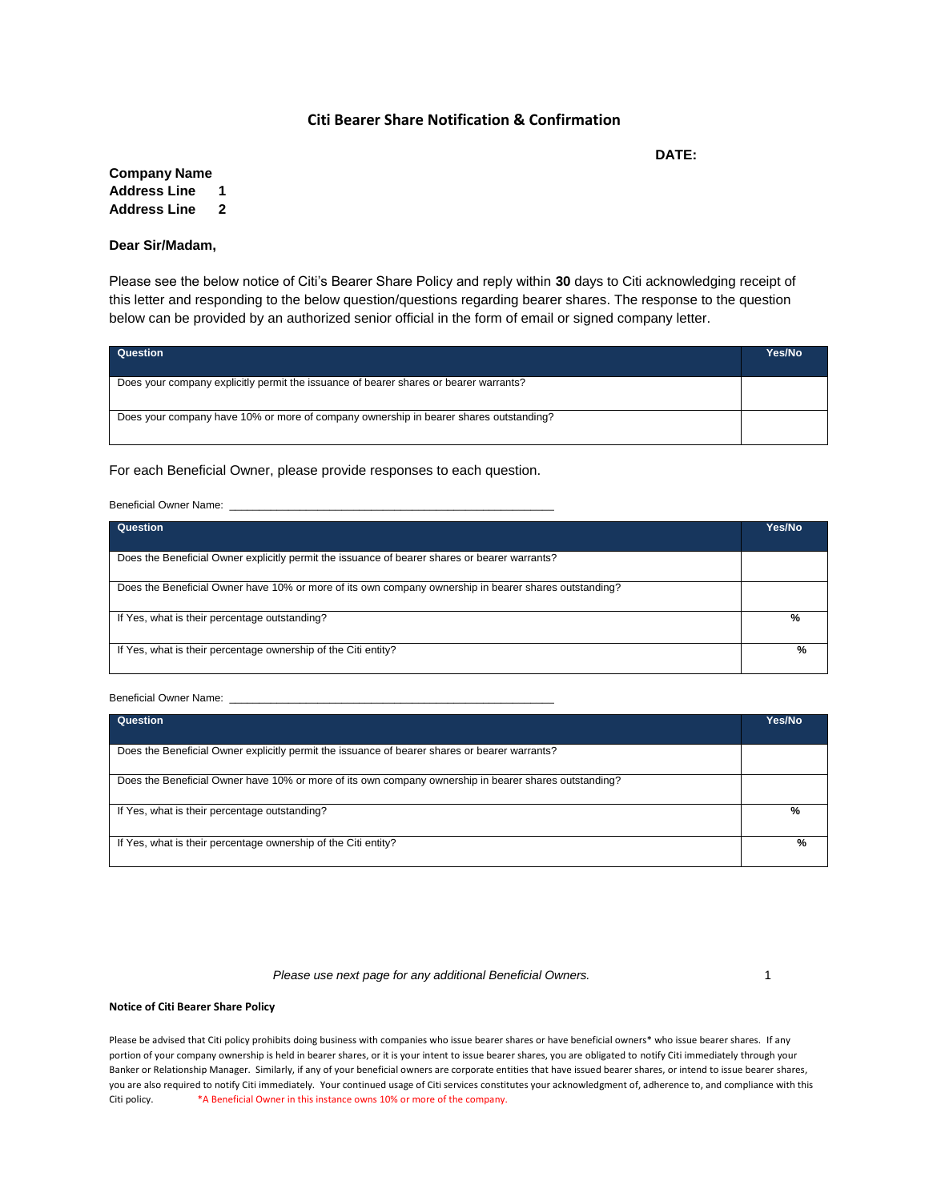# Citi Bearer Share Notification & Confirmation

**DATE:**

**Company Name**
**Address Line 1**
**Address Line 2**

**Dear Sir/Madam,**

Please see the below notice of Citi's Bearer Share Policy and reply within **30** days to Citi acknowledging receipt of this letter and responding to the below question/questions regarding bearer shares. The response to the question below can be provided by an authorized senior official in the form of email or signed company letter.

| Question | Yes/No |
|---|---|
| Does your company explicitly permit the issuance of bearer shares or bearer warrants? | |
| Does your company have 10% or more of company ownership in bearer shares outstanding? | |

For each Beneficial Owner, please provide responses to each question.

Beneficial Owner Name: ______________________________________________________

| Question | Yes/No |
|---|---|
| Does the Beneficial Owner explicitly permit the issuance of bearer shares or bearer warrants? | |
| Does the Beneficial Owner have 10% or more of its own company ownership in bearer shares outstanding? | |
| If Yes, what is their percentage outstanding? | % |
| If Yes, what is their percentage ownership of the Citi entity? | % |

Beneficial Owner Name: ______________________________________________________

| Question | Yes/No |
|---|---|
| Does the Beneficial Owner explicitly permit the issuance of bearer shares or bearer warrants? | |
| Does the Beneficial Owner have 10% or more of its own company ownership in bearer shares outstanding? | |
| If Yes, what is their percentage outstanding? | % |
| If Yes, what is their percentage ownership of the Citi entity? | % |

*Please use next page for any additional Beneficial Owners.*

**Notice of Citi Bearer Share Policy**

Please be advised that Citi policy prohibits doing business with companies who issue bearer shares or have beneficial owners* who issue bearer shares. If any portion of your company ownership is held in bearer shares, or it is your intent to issue bearer shares, you are obligated to notify Citi immediately through your Banker or Relationship Manager. Similarly, if any of your beneficial owners are corporate entities that have issued bearer shares, or intend to issue bearer shares, you are also required to notify Citi immediately. Your continued usage of Citi services constitutes your acknowledgment of, adherence to, and compliance with this Citi policy. *A Beneficial Owner in this instance owns 10% or more of the company.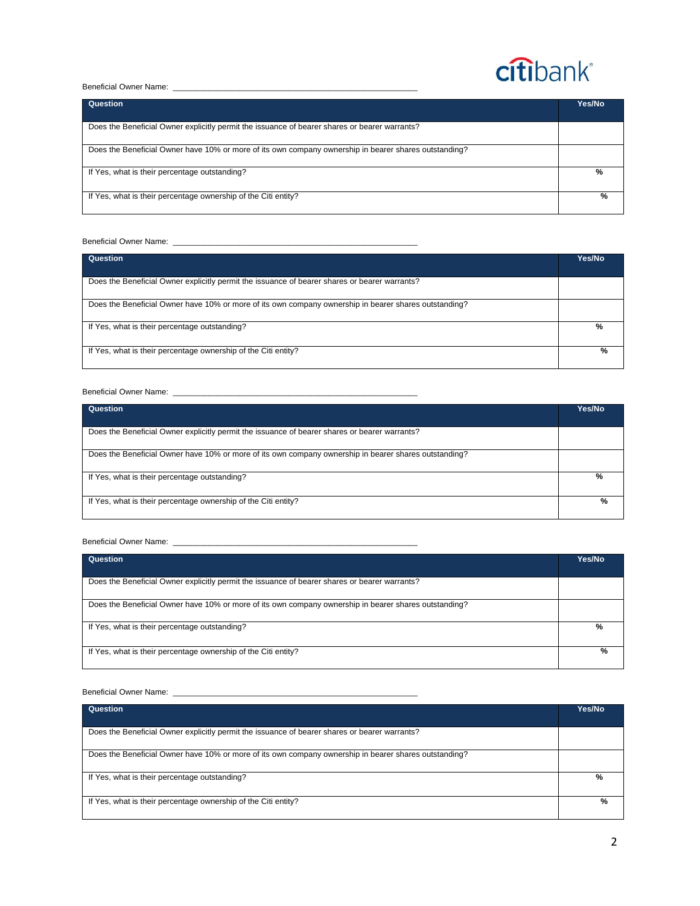Beneficial Owner Name: ______________________________________________________

| Question | Yes/No |
| --- | --- |
| Does the Beneficial Owner explicitly permit the issuance of bearer shares or bearer warrants? | |
| Does the Beneficial Owner have 10% or more of its own company ownership in bearer shares outstanding? | |
| If Yes, what is their percentage outstanding? | % |
| If Yes, what is their percentage ownership of the Citi entity? | % |

Beneficial Owner Name: ______________________________________________________

| Question | Yes/No |
| --- | --- |
| Does the Beneficial Owner explicitly permit the issuance of bearer shares or bearer warrants? | |
| Does the Beneficial Owner have 10% or more of its own company ownership in bearer shares outstanding? | |
| If Yes, what is their percentage outstanding? | % |
| If Yes, what is their percentage ownership of the Citi entity? | % |

Beneficial Owner Name: ______________________________________________________

| Question | Yes/No |
| --- | --- |
| Does the Beneficial Owner explicitly permit the issuance of bearer shares or bearer warrants? | |
| Does the Beneficial Owner have 10% or more of its own company ownership in bearer shares outstanding? | |
| If Yes, what is their percentage outstanding? | % |
| If Yes, what is their percentage ownership of the Citi entity? | % |

Beneficial Owner Name: ______________________________________________________

| Question | Yes/No |
| --- | --- |
| Does the Beneficial Owner explicitly permit the issuance of bearer shares or bearer warrants? | |
| Does the Beneficial Owner have 10% or more of its own company ownership in bearer shares outstanding? | |
| If Yes, what is their percentage outstanding? | % |
| If Yes, what is their percentage ownership of the Citi entity? | % |

Beneficial Owner Name: ______________________________________________________

| Question | Yes/No |
| --- | --- |
| Does the Beneficial Owner explicitly permit the issuance of bearer shares or bearer warrants? | |
| Does the Beneficial Owner have 10% or more of its own company ownership in bearer shares outstanding? | |
| If Yes, what is their percentage outstanding? | % |
| If Yes, what is their percentage ownership of the Citi entity? | % |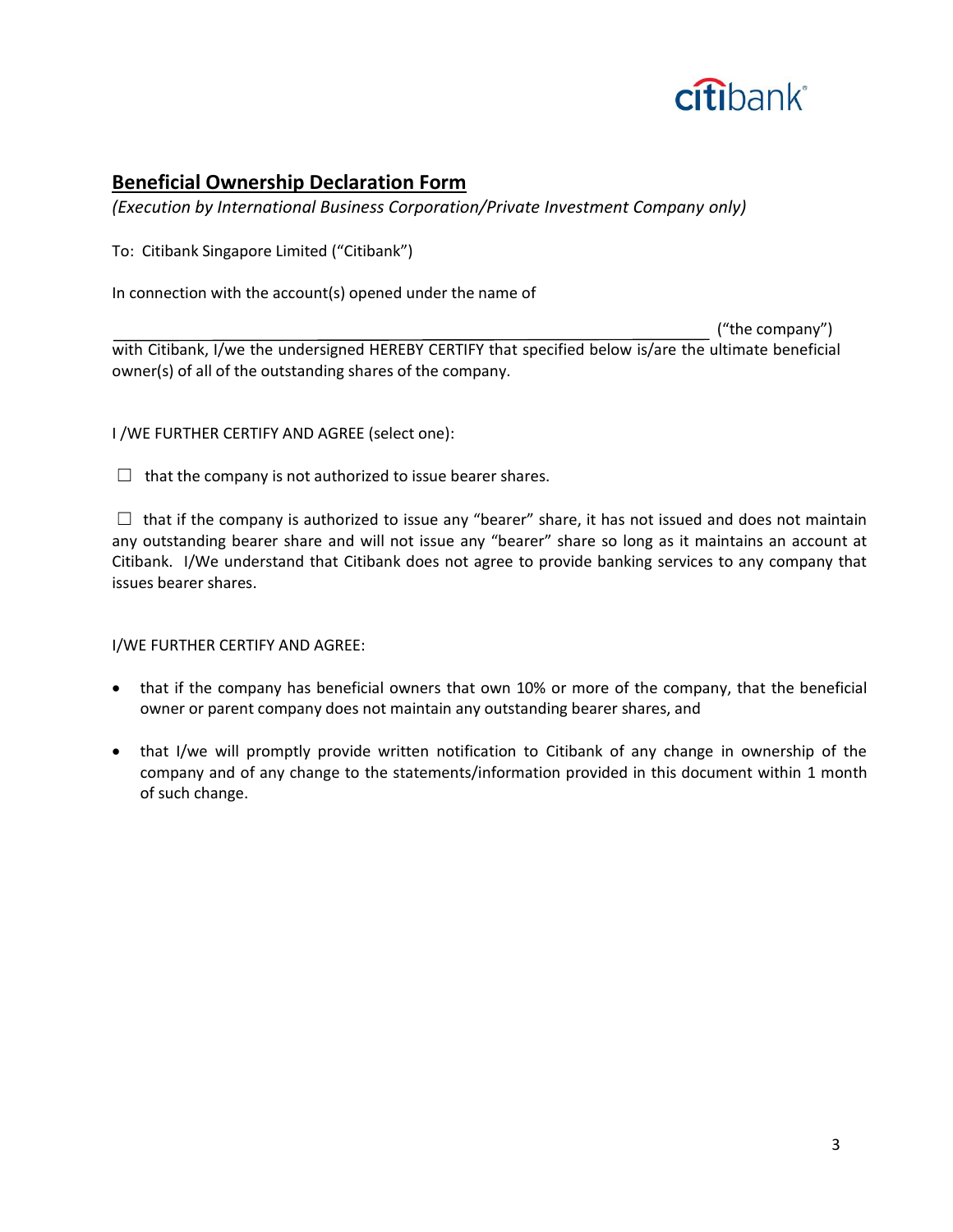## Beneficial Ownership Declaration Form

*(Execution by International Business Corporation/Private Investment Company only)*

To: Citibank Singapore Limited ("Citibank")

In connection with the account(s) opened under the name of

_______________________________________________ ("the company") with Citibank, I/we the undersigned HEREBY CERTIFY that specified below is/are the ultimate beneficial owner(s) of all of the outstanding shares of the company.

I /WE FURTHER CERTIFY AND AGREE (select one):

☐ that the company is not authorized to issue bearer shares.

☐ that if the company is authorized to issue any "bearer" share, it has not issued and does not maintain any outstanding bearer share and will not issue any "bearer" share so long as it maintains an account at Citibank. I/We understand that Citibank does not agree to provide banking services to any company that issues bearer shares.

I/WE FURTHER CERTIFY AND AGREE:

- that if the company has beneficial owners that own 10% or more of the company, that the beneficial owner or parent company does not maintain any outstanding bearer shares, and
- that I/we will promptly provide written notification to Citibank of any change in ownership of the company and of any change to the statements/information provided in this document within 1 month of such change.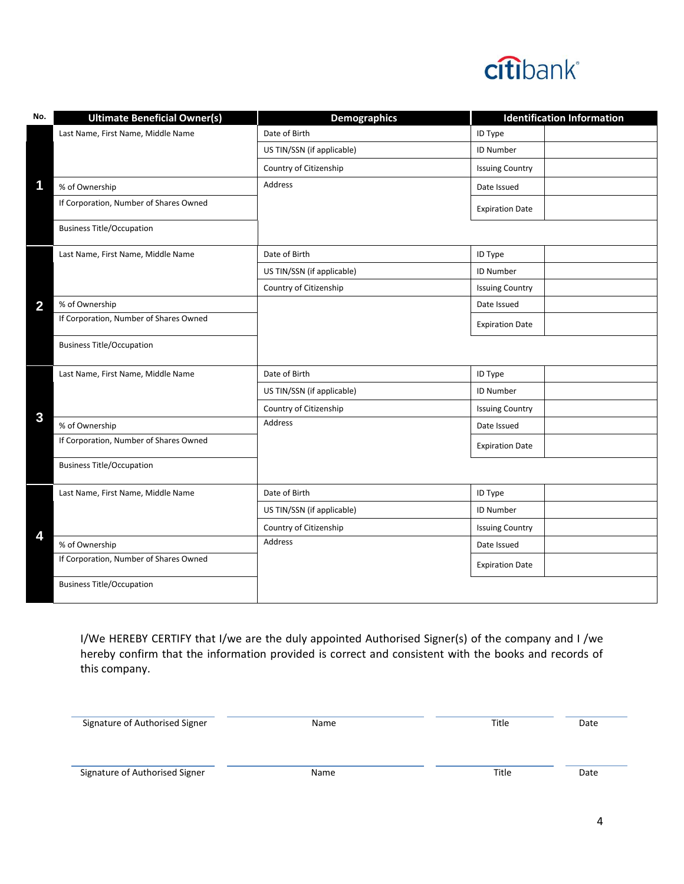citibank

| No. | Ultimate Beneficial Owner(s) | Demographics | Identification Information | |
|---|---|---|---|---|
| 1 | Last Name, First Name, Middle Name | Date of Birth | ID Type | |
| | | US TIN/SSN (if applicable) | ID Number | |
| | | Country of Citizenship | Issuing Country | |
| | % of Ownership | Address | Date Issued | |
| | If Corporation, Number of Shares Owned | | Expiration Date | |
| | Business Title/Occupation | | | |
| 2 | Last Name, First Name, Middle Name | Date of Birth | ID Type | |
| | | US TIN/SSN (if applicable) | ID Number | |
| | | Country of Citizenship | Issuing Country | |
| | % of Ownership | | Date Issued | |
| | If Corporation, Number of Shares Owned | | Expiration Date | |
| | Business Title/Occupation | | | |
| 3 | Last Name, First Name, Middle Name | Date of Birth | ID Type | |
| | | US TIN/SSN (if applicable) | ID Number | |
| | | Country of Citizenship | Issuing Country | |
| | % of Ownership | Address | Date Issued | |
| | If Corporation, Number of Shares Owned | | Expiration Date | |
| | Business Title/Occupation | | | |
| 4 | Last Name, First Name, Middle Name | Date of Birth | ID Type | |
| | | US TIN/SSN (if applicable) | ID Number | |
| | | Country of Citizenship | Issuing Country | |
| | % of Ownership | Address | Date Issued | |
| | If Corporation, Number of Shares Owned | | Expiration Date | |
| | Business Title/Occupation | | | |

I/We HEREBY CERTIFY that I/we are the duly appointed Authorised Signer(s) of the company and I /we hereby confirm that the information provided is correct and consistent with the books and records of this company.

| Signature of Authorised Signer | Name | Title | Date |
|---|---|---|---|
| | | | |

| Signature of Authorised Signer | Name | Title | Date |
|---|---|---|---|
| | | | |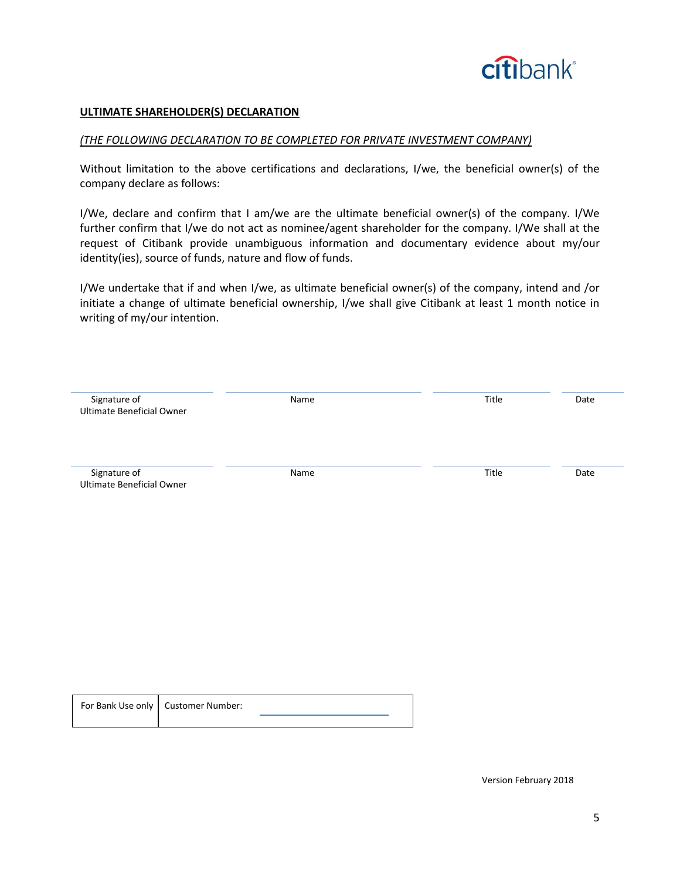citibank

**ULTIMATE SHAREHOLDER(S) DECLARATION**

*(THE FOLLOWING DECLARATION TO BE COMPLETED FOR PRIVATE INVESTMENT COMPANY)*

Without limitation to the above certifications and declarations, I/we, the beneficial owner(s) of the company declare as follows:

I/We, declare and confirm that I am/we are the ultimate beneficial owner(s) of the company. I/We further confirm that I/we do not act as nominee/agent shareholder for the company. I/We shall at the request of Citibank provide unambiguous information and documentary evidence about my/our identity(ies), source of funds, nature and flow of funds.

I/We undertake that if and when I/we, as ultimate beneficial owner(s) of the company, intend and /or initiate a change of ultimate beneficial ownership, I/we shall give Citibank at least 1 month notice in writing of my/our intention.

| Signature of Ultimate Beneficial Owner | Name | Title | Date |
|---|---|---|---|
| | | | |

| Signature of Ultimate Beneficial Owner | Name | Title | Date |
|---|---|---|---|
| | | | |

| For Bank Use only | Customer Number: |
|---|---|

Version February 2018